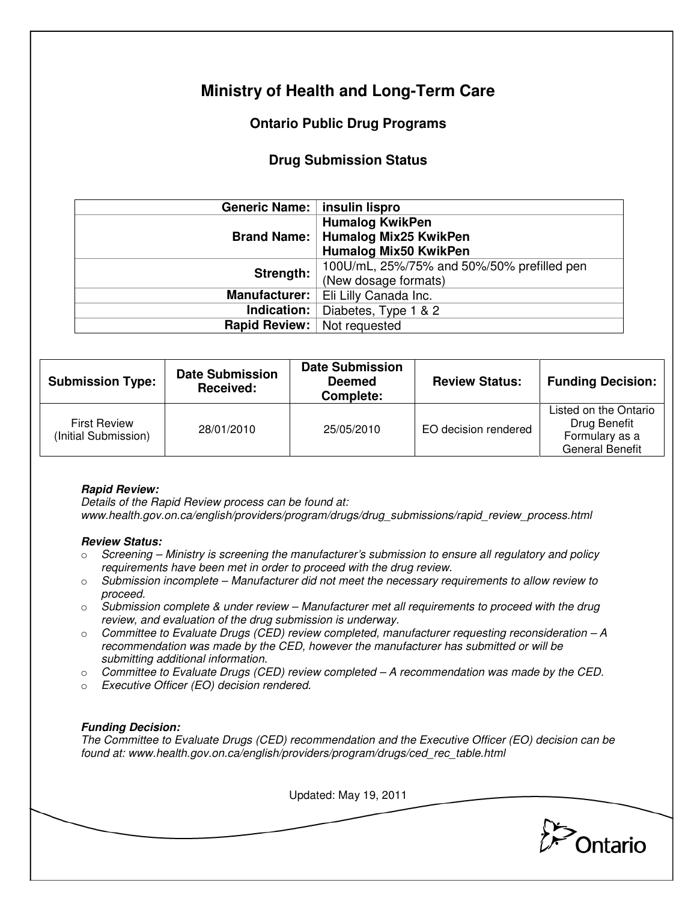# Ministry of Health and Long-Term Care

## Ontario Public Drug Programs

### Drug Submission Status

| | |
|---|---|
| **Generic Name:** | **insulin lispro** |
| **Brand Name:** | **Humalog KwikPen**<br>**Humalog Mix25 KwikPen**<br>**Humalog Mix50 KwikPen** |
| **Strength:** | 100U/mL, 25%/75% and 50%/50% prefilled pen (New dosage formats) |
| **Manufacturer:** | Eli Lilly Canada Inc. |
| **Indication:** | Diabetes, Type 1 & 2 |
| **Rapid Review:** | Not requested |

| Submission Type: | Date Submission Received: | Date Submission Deemed Complete: | Review Status: | Funding Decision: |
|---|---|---|---|---|
| First Review (Initial Submission) | 28/01/2010 | 25/05/2010 | EO decision rendered | Listed on the Ontario Drug Benefit Formulary as a General Benefit |

***Rapid Review:***
*Details of the Rapid Review process can be found at: www.health.gov.on.ca/english/providers/program/drugs/drug_submissions/rapid_review_process.html*

***Review Status:***

- *Screening – Ministry is screening the manufacturer's submission to ensure all regulatory and policy requirements have been met in order to proceed with the drug review.*
- *Submission incomplete – Manufacturer did not meet the necessary requirements to allow review to proceed.*
- *Submission complete & under review – Manufacturer met all requirements to proceed with the drug review, and evaluation of the drug submission is underway.*
- *Committee to Evaluate Drugs (CED) review completed, manufacturer requesting reconsideration – A recommendation was made by the CED, however the manufacturer has submitted or will be submitting additional information.*
- *Committee to Evaluate Drugs (CED) review completed – A recommendation was made by the CED.*
- *Executive Officer (EO) decision rendered.*

***Funding Decision:***
*The Committee to Evaluate Drugs (CED) recommendation and the Executive Officer (EO) decision can be found at: www.health.gov.on.ca/english/providers/program/drugs/ced_rec_table.html*

Updated: May 19, 2011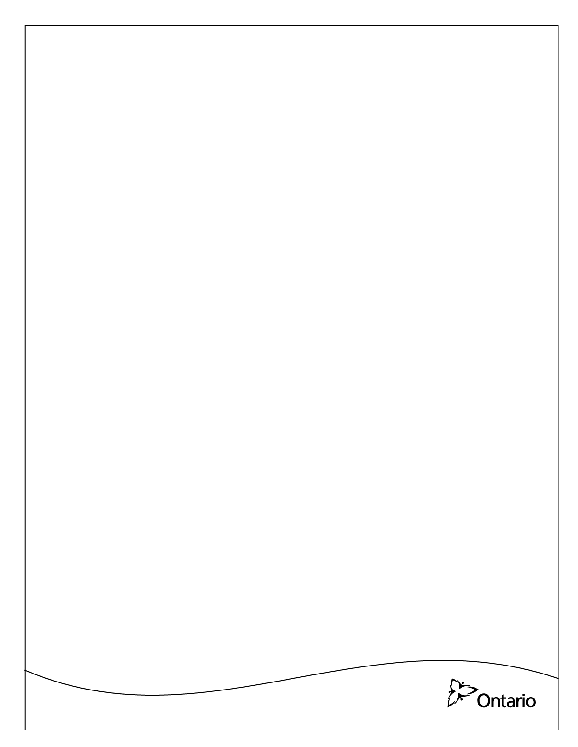Ontario